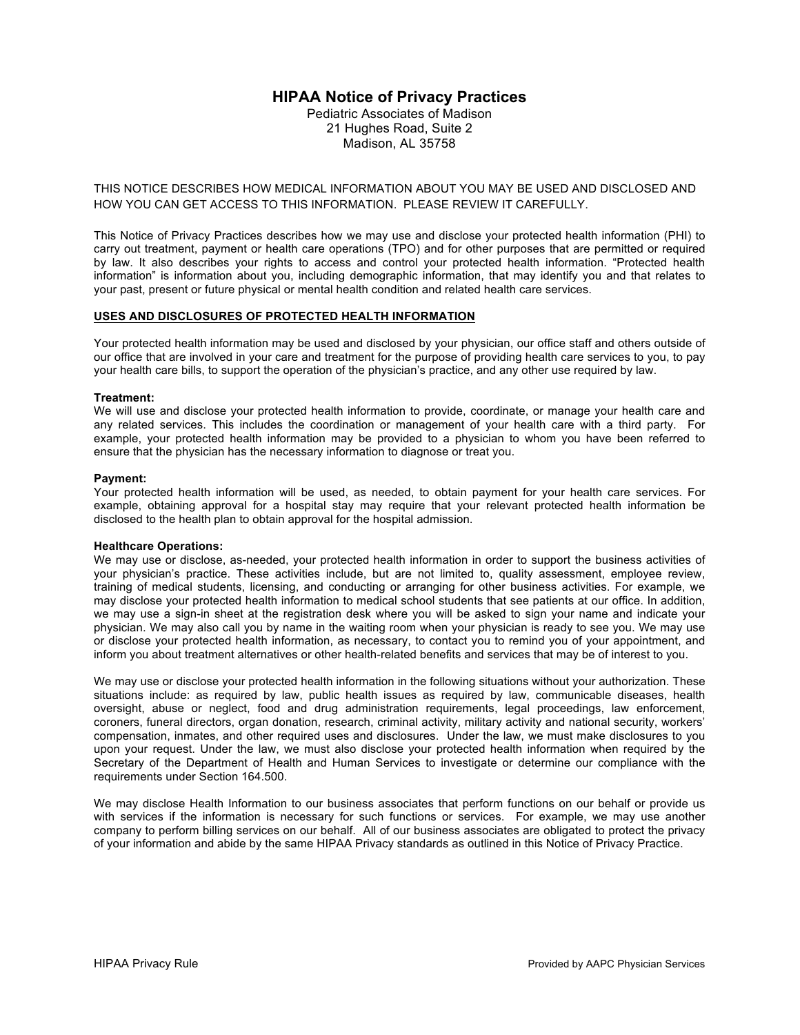# HIPAA Notice of Privacy Practices

Pediatric Associates of Madison
21 Hughes Road, Suite 2
Madison, AL 35758

THIS NOTICE DESCRIBES HOW MEDICAL INFORMATION ABOUT YOU MAY BE USED AND DISCLOSED AND HOW YOU CAN GET ACCESS TO THIS INFORMATION. PLEASE REVIEW IT CAREFULLY.

This Notice of Privacy Practices describes how we may use and disclose your protected health information (PHI) to carry out treatment, payment or health care operations (TPO) and for other purposes that are permitted or required by law. It also describes your rights to access and control your protected health information. "Protected health information" is information about you, including demographic information, that may identify you and that relates to your past, present or future physical or mental health condition and related health care services.

## USES AND DISCLOSURES OF PROTECTED HEALTH INFORMATION

Your protected health information may be used and disclosed by your physician, our office staff and others outside of our office that are involved in your care and treatment for the purpose of providing health care services to you, to pay your health care bills, to support the operation of the physician's practice, and any other use required by law.

**Treatment:**
We will use and disclose your protected health information to provide, coordinate, or manage your health care and any related services. This includes the coordination or management of your health care with a third party. For example, your protected health information may be provided to a physician to whom you have been referred to ensure that the physician has the necessary information to diagnose or treat you.

**Payment:**
Your protected health information will be used, as needed, to obtain payment for your health care services. For example, obtaining approval for a hospital stay may require that your relevant protected health information be disclosed to the health plan to obtain approval for the hospital admission.

**Healthcare Operations:**
We may use or disclose, as-needed, your protected health information in order to support the business activities of your physician's practice. These activities include, but are not limited to, quality assessment, employee review, training of medical students, licensing, and conducting or arranging for other business activities. For example, we may disclose your protected health information to medical school students that see patients at our office. In addition, we may use a sign-in sheet at the registration desk where you will be asked to sign your name and indicate your physician. We may also call you by name in the waiting room when your physician is ready to see you. We may use or disclose your protected health information, as necessary, to contact you to remind you of your appointment, and inform you about treatment alternatives or other health-related benefits and services that may be of interest to you.

We may use or disclose your protected health information in the following situations without your authorization. These situations include: as required by law, public health issues as required by law, communicable diseases, health oversight, abuse or neglect, food and drug administration requirements, legal proceedings, law enforcement, coroners, funeral directors, organ donation, research, criminal activity, military activity and national security, workers' compensation, inmates, and other required uses and disclosures. Under the law, we must make disclosures to you upon your request. Under the law, we must also disclose your protected health information when required by the Secretary of the Department of Health and Human Services to investigate or determine our compliance with the requirements under Section 164.500.

We may disclose Health Information to our business associates that perform functions on our behalf or provide us with services if the information is necessary for such functions or services. For example, we may use another company to perform billing services on our behalf. All of our business associates are obligated to protect the privacy of your information and abide by the same HIPAA Privacy standards as outlined in this Notice of Privacy Practice.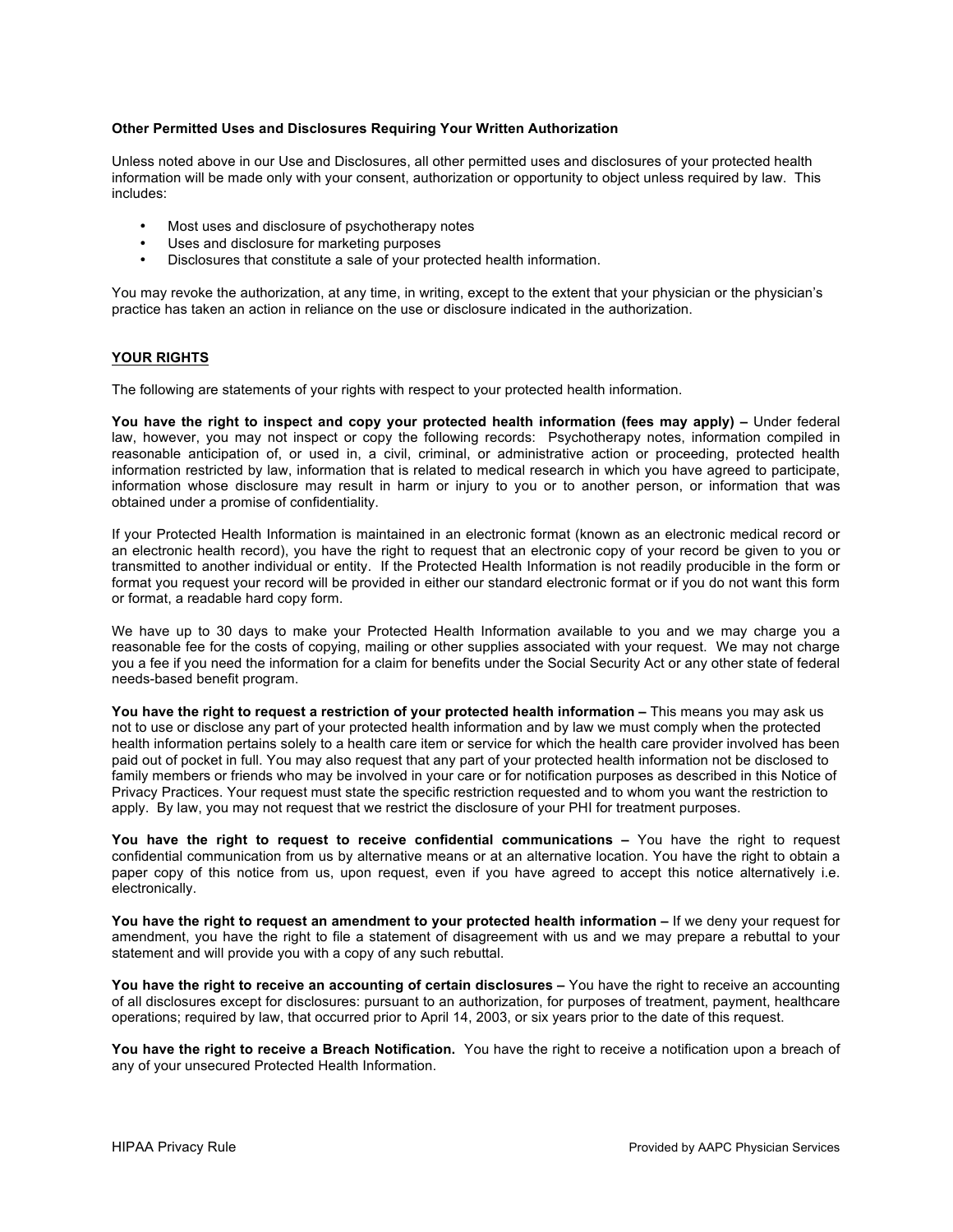**Other Permitted Uses and Disclosures Requiring Your Written Authorization**

Unless noted above in our Use and Disclosures, all other permitted uses and disclosures of your protected health information will be made only with your consent, authorization or opportunity to object unless required by law. This includes:

- Most uses and disclosure of psychotherapy notes
- Uses and disclosure for marketing purposes
- Disclosures that constitute a sale of your protected health information.

You may revoke the authorization, at any time, in writing, except to the extent that your physician or the physician's practice has taken an action in reliance on the use or disclosure indicated in the authorization.

## YOUR RIGHTS

The following are statements of your rights with respect to your protected health information.

**You have the right to inspect and copy your protected health information (fees may apply) –** Under federal law, however, you may not inspect or copy the following records: Psychotherapy notes, information compiled in reasonable anticipation of, or used in, a civil, criminal, or administrative action or proceeding, protected health information restricted by law, information that is related to medical research in which you have agreed to participate, information whose disclosure may result in harm or injury to you or to another person, or information that was obtained under a promise of confidentiality.

If your Protected Health Information is maintained in an electronic format (known as an electronic medical record or an electronic health record), you have the right to request that an electronic copy of your record be given to you or transmitted to another individual or entity. If the Protected Health Information is not readily producible in the form or format you request your record will be provided in either our standard electronic format or if you do not want this form or format, a readable hard copy form.

We have up to 30 days to make your Protected Health Information available to you and we may charge you a reasonable fee for the costs of copying, mailing or other supplies associated with your request. We may not charge you a fee if you need the information for a claim for benefits under the Social Security Act or any other state of federal needs-based benefit program.

**You have the right to request a restriction of your protected health information –** This means you may ask us not to use or disclose any part of your protected health information and by law we must comply when the protected health information pertains solely to a health care item or service for which the health care provider involved has been paid out of pocket in full. You may also request that any part of your protected health information not be disclosed to family members or friends who may be involved in your care or for notification purposes as described in this Notice of Privacy Practices. Your request must state the specific restriction requested and to whom you want the restriction to apply. By law, you may not request that we restrict the disclosure of your PHI for treatment purposes.

**You have the right to request to receive confidential communications –** You have the right to request confidential communication from us by alternative means or at an alternative location. You have the right to obtain a paper copy of this notice from us, upon request, even if you have agreed to accept this notice alternatively i.e. electronically.

**You have the right to request an amendment to your protected health information –** If we deny your request for amendment, you have the right to file a statement of disagreement with us and we may prepare a rebuttal to your statement and will provide you with a copy of any such rebuttal.

**You have the right to receive an accounting of certain disclosures –** You have the right to receive an accounting of all disclosures except for disclosures: pursuant to an authorization, for purposes of treatment, payment, healthcare operations; required by law, that occurred prior to April 14, 2003, or six years prior to the date of this request.

**You have the right to receive a Breach Notification.** You have the right to receive a notification upon a breach of any of your unsecured Protected Health Information.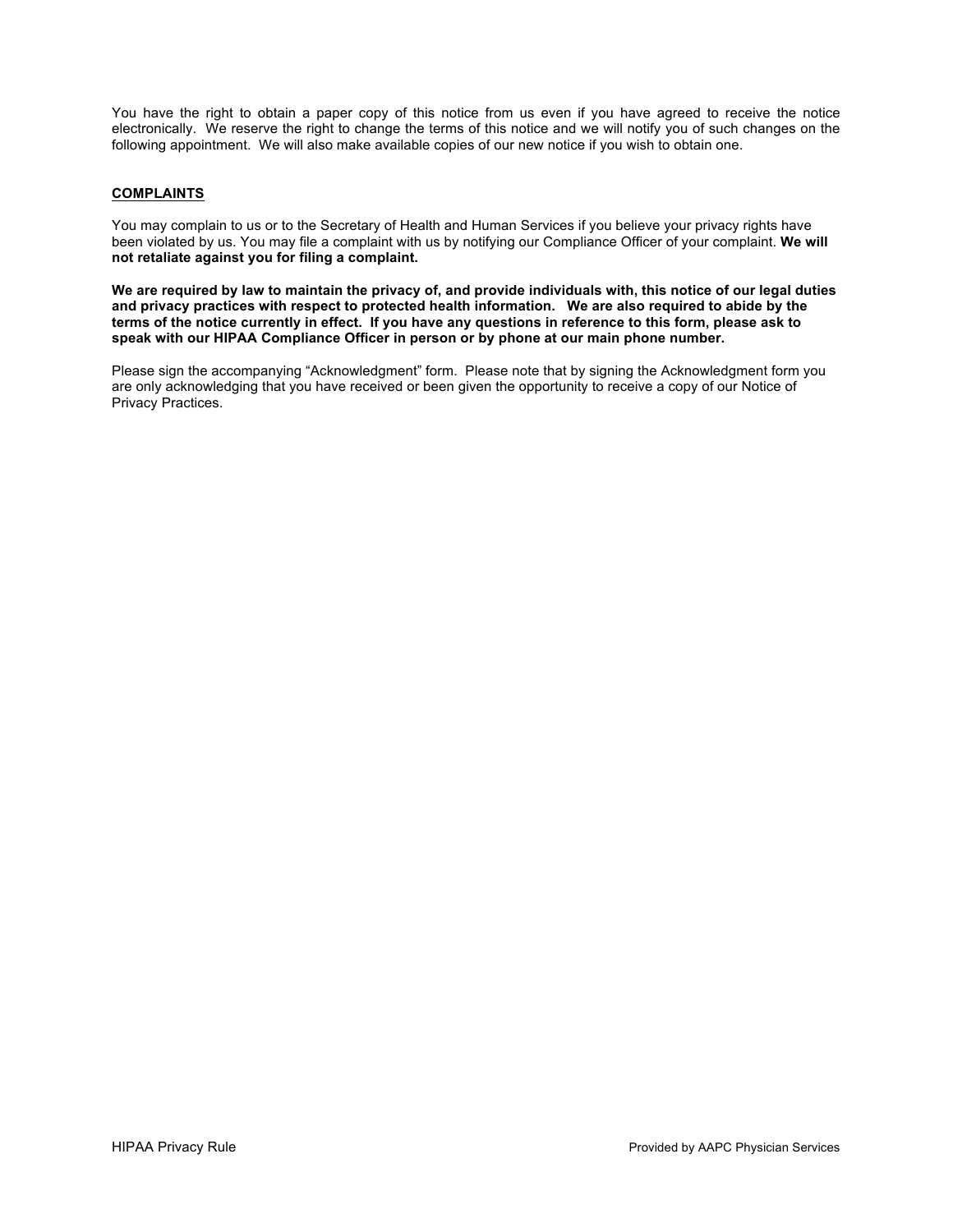You have the right to obtain a paper copy of this notice from us even if you have agreed to receive the notice electronically. We reserve the right to change the terms of this notice and we will notify you of such changes on the following appointment. We will also make available copies of our new notice if you wish to obtain one.

## COMPLAINTS

You may complain to us or to the Secretary of Health and Human Services if you believe your privacy rights have been violated by us. You may file a complaint with us by notifying our Compliance Officer of your complaint. **We will not retaliate against you for filing a complaint.**

**We are required by law to maintain the privacy of, and provide individuals with, this notice of our legal duties and privacy practices with respect to protected health information. We are also required to abide by the terms of the notice currently in effect. If you have any questions in reference to this form, please ask to speak with our HIPAA Compliance Officer in person or by phone at our main phone number.**

Please sign the accompanying "Acknowledgment" form. Please note that by signing the Acknowledgment form you are only acknowledging that you have received or been given the opportunity to receive a copy of our Notice of Privacy Practices.